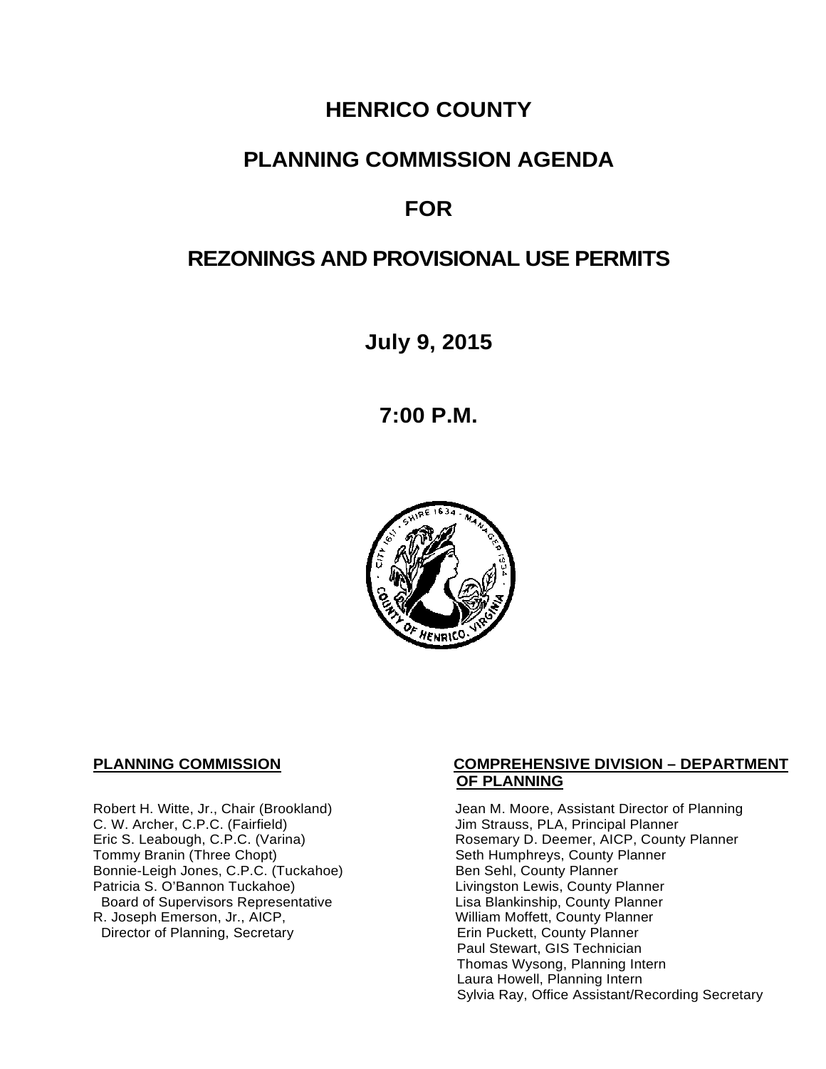# HENRICO COUNTY

# PLANNING COMMISSION AGENDA

# FOR

# REZONINGS AND PROVISIONAL USE PERMITS

## July 9, 2015

## 7:00 P.M.

**PLANNING COMMISSION**

Robert H. Witte, Jr., Chair (Brookland)
C. W. Archer, C.P.C. (Fairfield)
Eric S. Leabough, C.P.C. (Varina)
Tommy Branin (Three Chopt)
Bonnie-Leigh Jones, C.P.C. (Tuckahoe)
Patricia S. O'Bannon Tuckahoe)
  Board of Supervisors Representative
R. Joseph Emerson, Jr., AICP,
  Director of Planning, Secretary

**COMPREHENSIVE DIVISION – DEPARTMENT OF PLANNING**

Jean M. Moore, Assistant Director of Planning
Jim Strauss, PLA, Principal Planner
Rosemary D. Deemer, AICP, County Planner
Seth Humphreys, County Planner
Ben Sehl, County Planner
Livingston Lewis, County Planner
Lisa Blankinship, County Planner
William Moffett, County Planner
Erin Puckett, County Planner
Paul Stewart, GIS Technician
Thomas Wysong, Planning Intern
Laura Howell, Planning Intern
Sylvia Ray, Office Assistant/Recording Secretary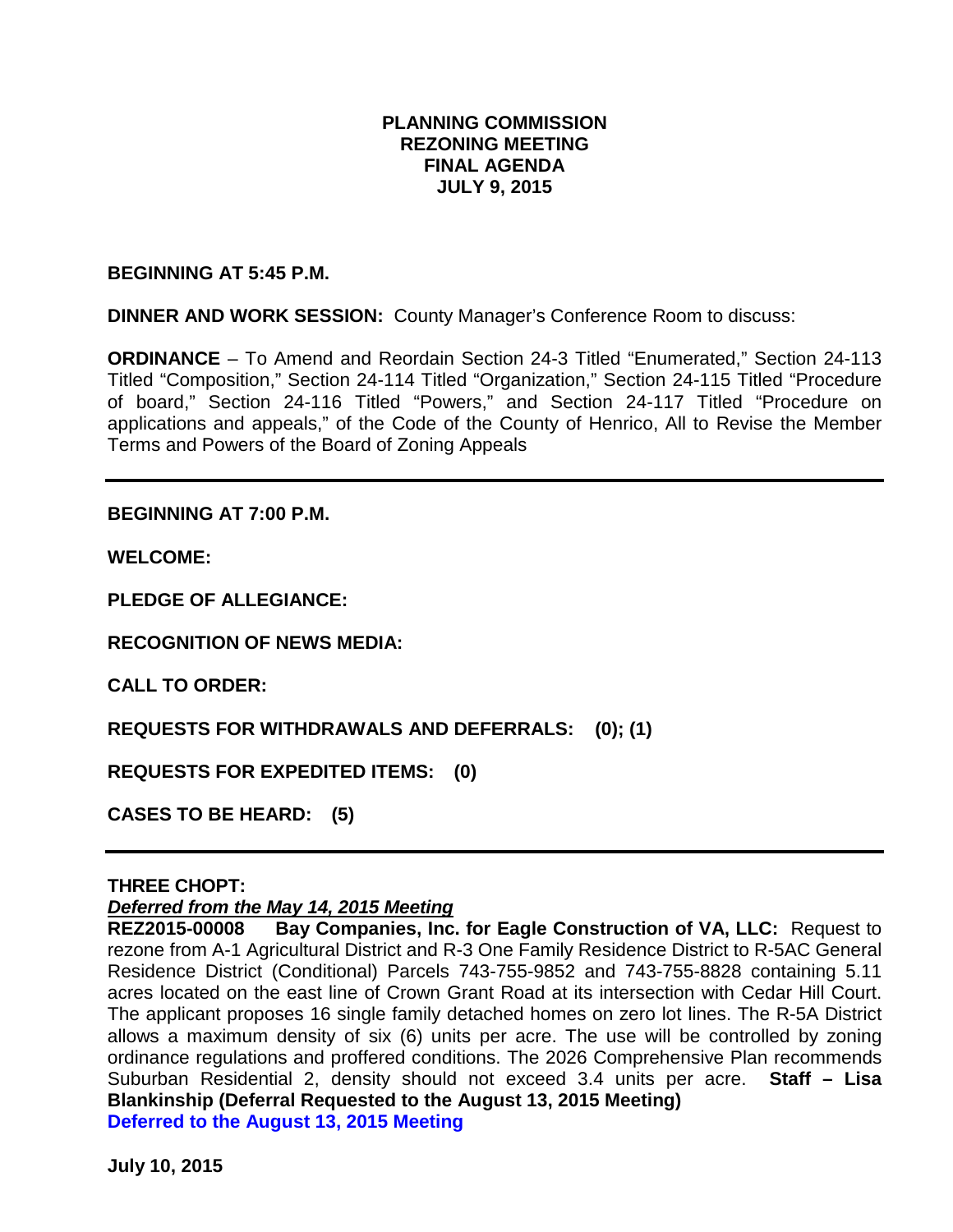## PLANNING COMMISSION
## REZONING MEETING
## FINAL AGENDA
## JULY 9, 2015

**BEGINNING AT 5:45 P.M.**

**DINNER AND WORK SESSION:** County Manager's Conference Room to discuss:

**ORDINANCE** – To Amend and Reordain Section 24-3 Titled "Enumerated," Section 24-113 Titled "Composition," Section 24-114 Titled "Organization," Section 24-115 Titled "Procedure of board," Section 24-116 Titled "Powers," and Section 24-117 Titled "Procedure on applications and appeals," of the Code of the County of Henrico, All to Revise the Member Terms and Powers of the Board of Zoning Appeals

---

**BEGINNING AT 7:00 P.M.**

**WELCOME:**

**PLEDGE OF ALLEGIANCE:**

**RECOGNITION OF NEWS MEDIA:**

**CALL TO ORDER:**

**REQUESTS FOR WITHDRAWALS AND DEFERRALS: (0); (1)**

**REQUESTS FOR EXPEDITED ITEMS: (0)**

**CASES TO BE HEARD: (5)**

---

**THREE CHOPT:**

***Deferred from the May 14, 2015 Meeting***

**REZ2015-00008 Bay Companies, Inc. for Eagle Construction of VA, LLC:** Request to rezone from A-1 Agricultural District and R-3 One Family Residence District to R-5AC General Residence District (Conditional) Parcels 743-755-9852 and 743-755-8828 containing 5.11 acres located on the east line of Crown Grant Road at its intersection with Cedar Hill Court. The applicant proposes 16 single family detached homes on zero lot lines. The R-5A District allows a maximum density of six (6) units per acre. The use will be controlled by zoning ordinance regulations and proffered conditions. The 2026 Comprehensive Plan recommends Suburban Residential 2, density should not exceed 3.4 units per acre. **Staff – Lisa Blankinship (Deferral Requested to the August 13, 2015 Meeting)**
**Deferred to the August 13, 2015 Meeting**

**July 10, 2015**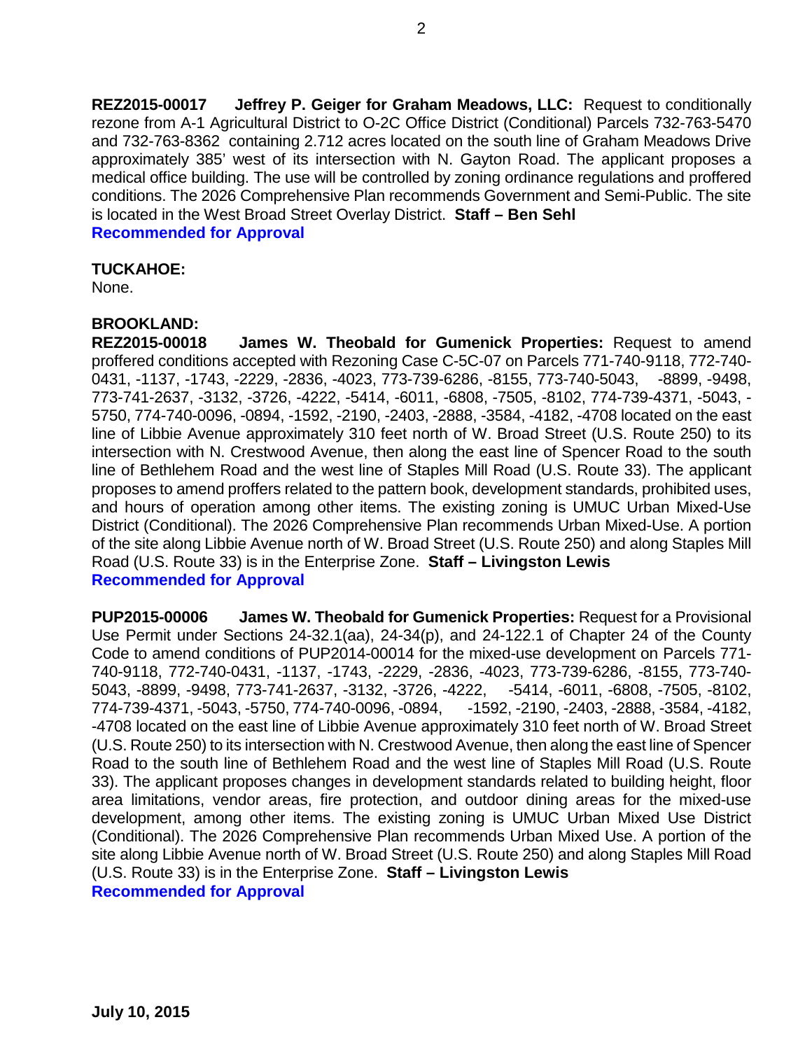**REZ2015-00017 Jeffrey P. Geiger for Graham Meadows, LLC:** Request to conditionally rezone from A-1 Agricultural District to O-2C Office District (Conditional) Parcels 732-763-5470 and 732-763-8362 containing 2.712 acres located on the south line of Graham Meadows Drive approximately 385' west of its intersection with N. Gayton Road. The applicant proposes a medical office building. The use will be controlled by zoning ordinance regulations and proffered conditions. The 2026 Comprehensive Plan recommends Government and Semi-Public. The site is located in the West Broad Street Overlay District. **Staff – Ben Sehl**
**Recommended for Approval**

**TUCKAHOE:**
None.

**BROOKLAND:**
**REZ2015-00018 James W. Theobald for Gumenick Properties:** Request to amend proffered conditions accepted with Rezoning Case C-5C-07 on Parcels 771-740-9118, 772-740-0431, -1137, -1743, -2229, -2836, -4023, 773-739-6286, -8155, 773-740-5043, -8899, -9498, 773-741-2637, -3132, -3726, -4222, -5414, -6011, -6808, -7505, -8102, 774-739-4371, -5043, -5750, 774-740-0096, -0894, -1592, -2190, -2403, -2888, -3584, -4182, -4708 located on the east line of Libbie Avenue approximately 310 feet north of W. Broad Street (U.S. Route 250) to its intersection with N. Crestwood Avenue, then along the east line of Spencer Road to the south line of Bethlehem Road and the west line of Staples Mill Road (U.S. Route 33). The applicant proposes to amend proffers related to the pattern book, development standards, prohibited uses, and hours of operation among other items. The existing zoning is UMUC Urban Mixed-Use District (Conditional). The 2026 Comprehensive Plan recommends Urban Mixed-Use. A portion of the site along Libbie Avenue north of W. Broad Street (U.S. Route 250) and along Staples Mill Road (U.S. Route 33) is in the Enterprise Zone. **Staff – Livingston Lewis**
**Recommended for Approval**

**PUP2015-00006 James W. Theobald for Gumenick Properties:** Request for a Provisional Use Permit under Sections 24-32.1(aa), 24-34(p), and 24-122.1 of Chapter 24 of the County Code to amend conditions of PUP2014-00014 for the mixed-use development on Parcels 771-740-9118, 772-740-0431, -1137, -1743, -2229, -2836, -4023, 773-739-6286, -8155, 773-740-5043, -8899, -9498, 773-741-2637, -3132, -3726, -4222, -5414, -6011, -6808, -7505, -8102, 774-739-4371, -5043, -5750, 774-740-0096, -0894, -1592, -2190, -2403, -2888, -3584, -4182, -4708 located on the east line of Libbie Avenue approximately 310 feet north of W. Broad Street (U.S. Route 250) to its intersection with N. Crestwood Avenue, then along the east line of Spencer Road to the south line of Bethlehem Road and the west line of Staples Mill Road (U.S. Route 33). The applicant proposes changes in development standards related to building height, floor area limitations, vendor areas, fire protection, and outdoor dining areas for the mixed-use development, among other items. The existing zoning is UMUC Urban Mixed Use District (Conditional). The 2026 Comprehensive Plan recommends Urban Mixed Use. A portion of the site along Libbie Avenue north of W. Broad Street (U.S. Route 250) and along Staples Mill Road (U.S. Route 33) is in the Enterprise Zone. **Staff – Livingston Lewis**
**Recommended for Approval**

**July 10, 2015**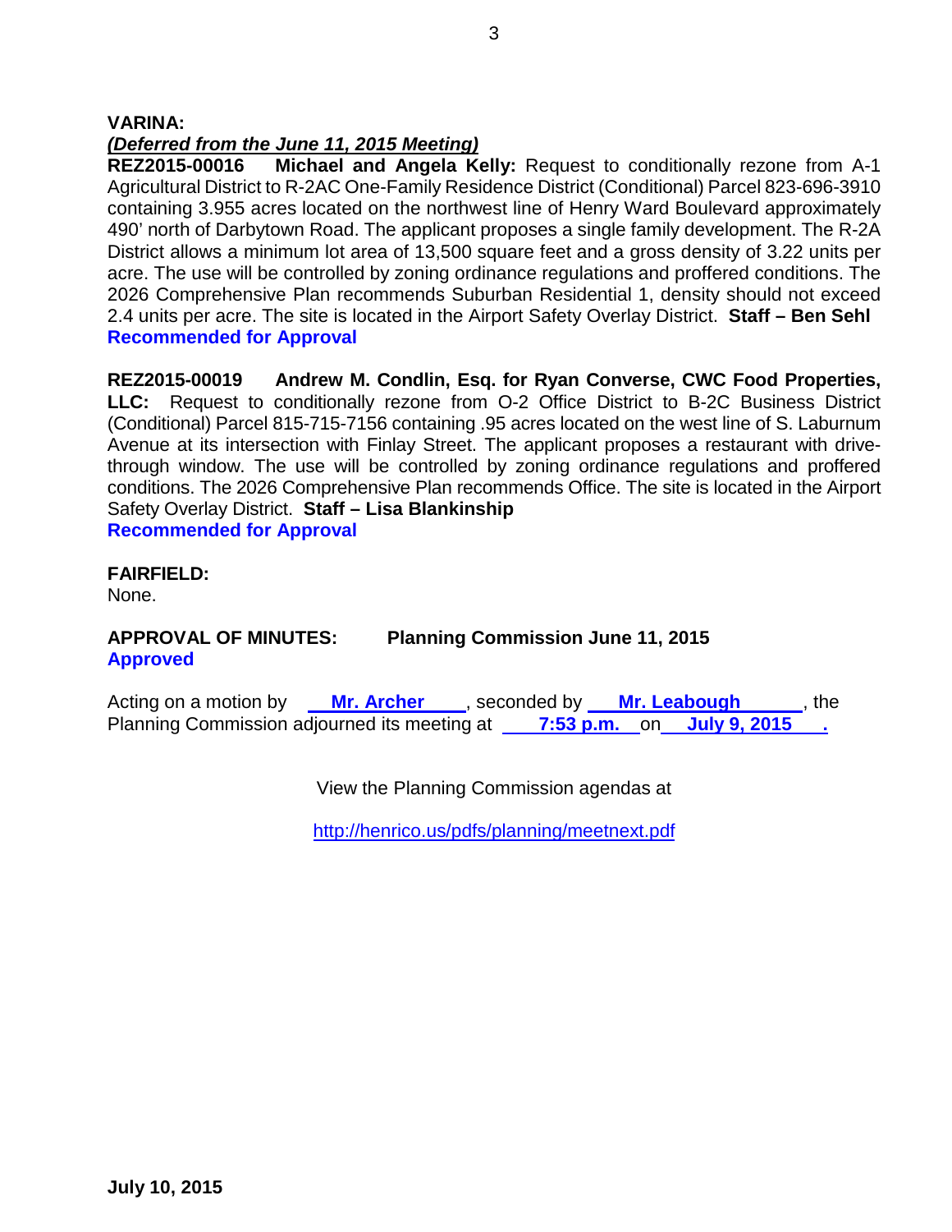**VARINA:**

***(Deferred from the June 11, 2015 Meeting)***

**REZ2015-00016 Michael and Angela Kelly:** Request to conditionally rezone from A-1 Agricultural District to R-2AC One-Family Residence District (Conditional) Parcel 823-696-3910 containing 3.955 acres located on the northwest line of Henry Ward Boulevard approximately 490' north of Darbytown Road. The applicant proposes a single family development. The R-2A District allows a minimum lot area of 13,500 square feet and a gross density of 3.22 units per acre. The use will be controlled by zoning ordinance regulations and proffered conditions. The 2026 Comprehensive Plan recommends Suburban Residential 1, density should not exceed 2.4 units per acre. The site is located in the Airport Safety Overlay District. **Staff – Ben Sehl**
**Recommended for Approval**

**REZ2015-00019 Andrew M. Condlin, Esq. for Ryan Converse, CWC Food Properties, LLC:** Request to conditionally rezone from O-2 Office District to B-2C Business District (Conditional) Parcel 815-715-7156 containing .95 acres located on the west line of S. Laburnum Avenue at its intersection with Finlay Street. The applicant proposes a restaurant with drive-through window. The use will be controlled by zoning ordinance regulations and proffered conditions. The 2026 Comprehensive Plan recommends Office. The site is located in the Airport Safety Overlay District. **Staff – Lisa Blankinship**
**Recommended for Approval**

**FAIRFIELD:**
None.

**APPROVAL OF MINUTES: Planning Commission June 11, 2015**
**Approved**

Acting on a motion by **Mr. Archer**, seconded by **Mr. Leabough**, the Planning Commission adjourned its meeting at **7:53 p.m.** on **July 9, 2015.**

View the Planning Commission agendas at

http://henrico.us/pdfs/planning/meetnext.pdf

**July 10, 2015**